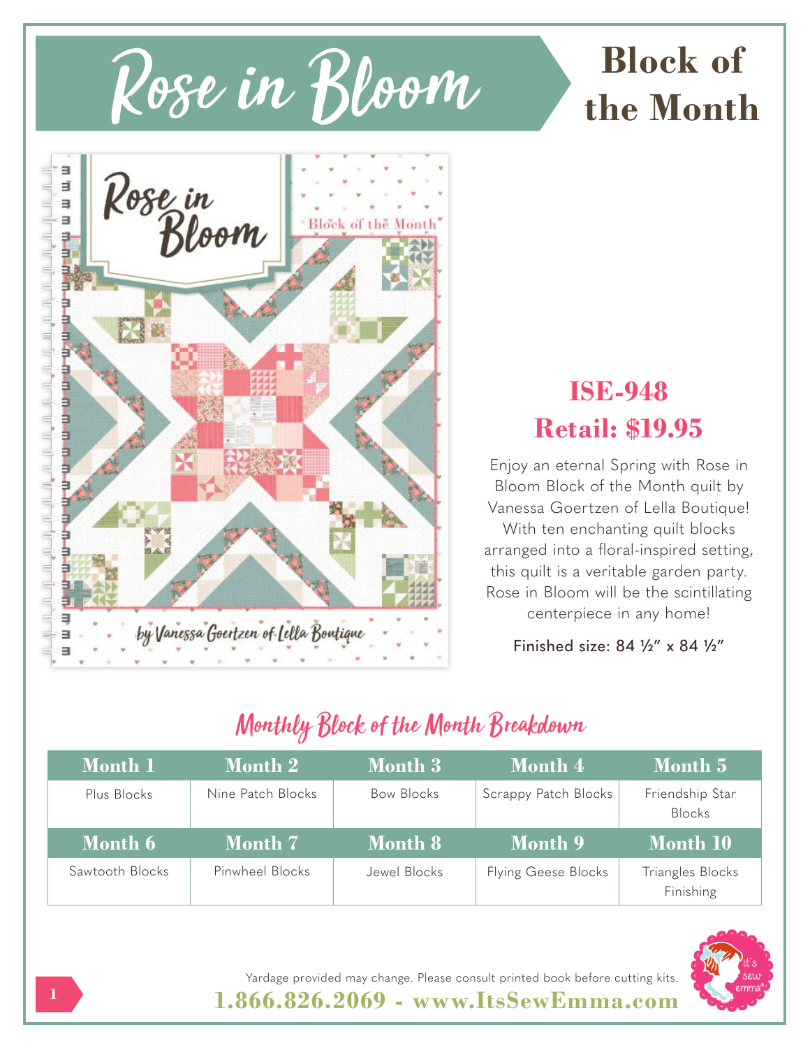# Rose in Bloom

## Block of the Month

**ISE-948**

**Retail: $19.95**

Enjoy an eternal Spring with Rose in Bloom Block of the Month quilt by Vanessa Goertzen of Lella Boutique! With ten enchanting quilt blocks arranged into a floral-inspired setting, this quilt is a veritable garden party. Rose in Bloom will be the scintillating centerpiece in any home!

Finished size: 84 ½" x 84 ½"

## Monthly Block of the Month Breakdown

| Month 1 | Month 2 | Month 3 | Month 4 | Month 5 |
|---|---|---|---|---|
| Plus Blocks | Nine Patch Blocks | Bow Blocks | Scrappy Patch Blocks | Friendship Star Blocks |
| **Month 6** | **Month 7** | **Month 8** | **Month 9** | **Month 10** |
| Sawtooth Blocks | Pinwheel Blocks | Jewel Blocks | Flying Geese Blocks | Triangles Blocks Finishing |

Yardage provided may change. Please consult printed book before cutting kits.

**1.866.826.2069 - www.ItsSewEmma.com**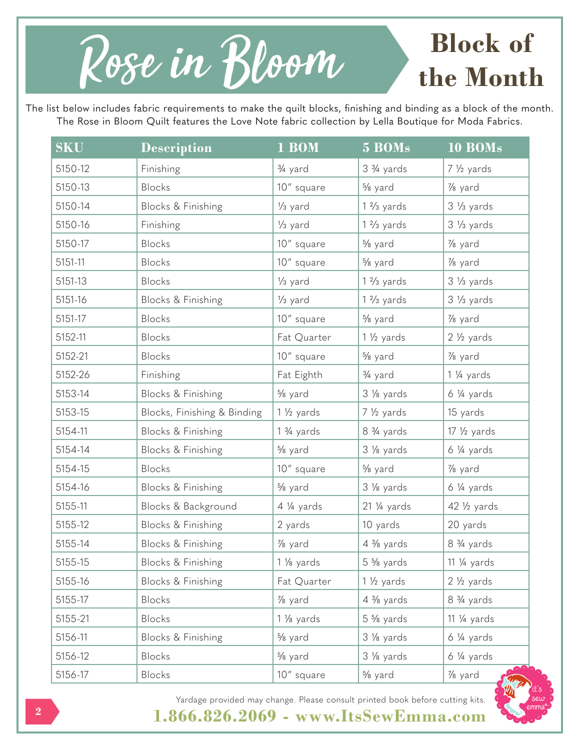# Rose in Bloom

## Block of the Month

The list below includes fabric requirements to make the quilt blocks, finishing and binding as a block of the month. The Rose in Bloom Quilt features the Love Note fabric collection by Lella Boutique for Moda Fabrics.

| SKU | Description | 1 BOM | 5 BOMs | 10 BOMs |
|---|---|---|---|---|
| 5150-12 | Finishing | ¾ yard | 3 ¾ yards | 7 ½ yards |
| 5150-13 | Blocks | 10″ square | ⅝ yard | ⅞ yard |
| 5150-14 | Blocks & Finishing | ⅓ yard | 1 ⅔ yards | 3 ⅓ yards |
| 5150-16 | Finishing | ⅓ yard | 1 ⅔ yards | 3 ⅓ yards |
| 5150-17 | Blocks | 10″ square | ⅝ yard | ⅞ yard |
| 5151-11 | Blocks | 10″ square | ⅝ yard | ⅞ yard |
| 5151-13 | Blocks | ⅓ yard | 1 ⅔ yards | 3 ⅓ yards |
| 5151-16 | Blocks & Finishing | ⅓ yard | 1 ⅔ yards | 3 ⅓ yards |
| 5151-17 | Blocks | 10″ square | ⅝ yard | ⅞ yard |
| 5152-11 | Blocks | Fat Quarter | 1 ½ yards | 2 ½ yards |
| 5152-21 | Blocks | 10″ square | ⅝ yard | ⅞ yard |
| 5152-26 | Finishing | Fat Eighth | ¾ yard | 1 ¼ yards |
| 5153-14 | Blocks & Finishing | ⅝ yard | 3 ⅛ yards | 6 ¼ yards |
| 5153-15 | Blocks, Finishing & Binding | 1 ½ yards | 7 ½ yards | 15 yards |
| 5154-11 | Blocks & Finishing | 1 ¾ yards | 8 ¾ yards | 17 ½ yards |
| 5154-14 | Blocks & Finishing | ⅝ yard | 3 ⅛ yards | 6 ¼ yards |
| 5154-15 | Blocks | 10″ square | ⅝ yard | ⅞ yard |
| 5154-16 | Blocks & Finishing | ⅝ yard | 3 ⅛ yards | 6 ¼ yards |
| 5155-11 | Blocks & Background | 4 ¼ yards | 21 ¼ yards | 42 ½ yards |
| 5155-12 | Blocks & Finishing | 2 yards | 10 yards | 20 yards |
| 5155-14 | Blocks & Finishing | ⅞ yard | 4 ⅜ yards | 8 ¾ yards |
| 5155-15 | Blocks & Finishing | 1 ⅛ yards | 5 ⅝ yards | 11 ¼ yards |
| 5155-16 | Blocks & Finishing | Fat Quarter | 1 ½ yards | 2 ½ yards |
| 5155-17 | Blocks | ⅞ yard | 4 ⅜ yards | 8 ¾ yards |
| 5155-21 | Blocks | 1 ⅛ yards | 5 ⅝ yards | 11 ¼ yards |
| 5156-11 | Blocks & Finishing | ⅝ yard | 3 ⅛ yards | 6 ¼ yards |
| 5156-12 | Blocks | ⅝ yard | 3 ⅛ yards | 6 ¼ yards |
| 5156-17 | Blocks | 10″ square | ⅝ yard | ⅞ yard |

Yardage provided may change. Please consult printed book before cutting kits.

**1.866.826.2069 - www.ItsSewEmma.com**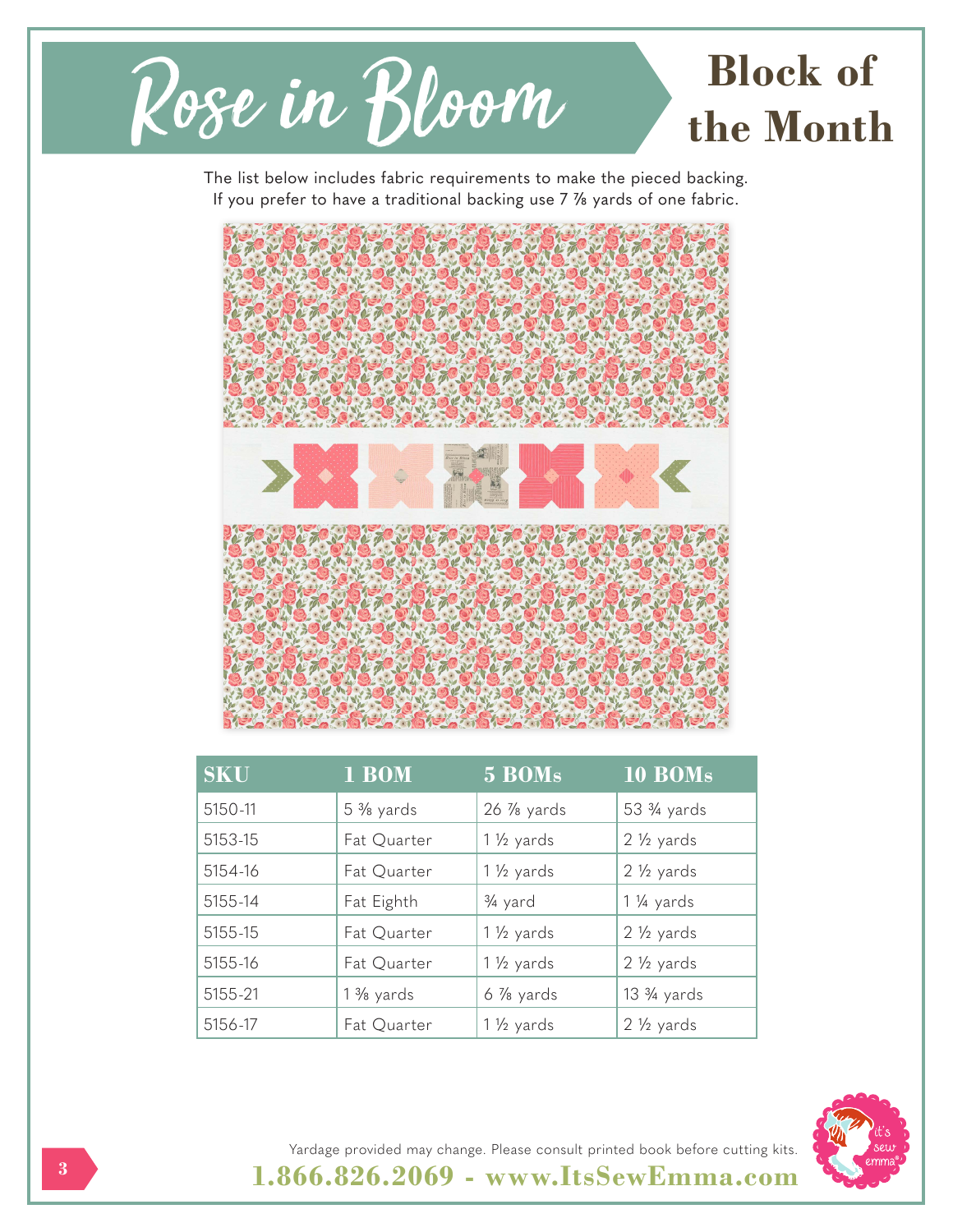# Rose in Bloom

## Block of the Month

The list below includes fabric requirements to make the pieced backing.
If you prefer to have a traditional backing use 7 ⅞ yards of one fabric.

| SKU | 1 BOM | 5 BOMs | 10 BOMs |
|---|---|---|---|
| 5150-11 | 5 ⅜ yards | 26 ⅞ yards | 53 ¾ yards |
| 5153-15 | Fat Quarter | 1 ½ yards | 2 ½ yards |
| 5154-16 | Fat Quarter | 1 ½ yards | 2 ½ yards |
| 5155-14 | Fat Eighth | ¾ yard | 1 ¼ yards |
| 5155-15 | Fat Quarter | 1 ½ yards | 2 ½ yards |
| 5155-16 | Fat Quarter | 1 ½ yards | 2 ½ yards |
| 5155-21 | 1 ⅜ yards | 6 ⅞ yards | 13 ¾ yards |
| 5156-17 | Fat Quarter | 1 ½ yards | 2 ½ yards |

Yardage provided may change. Please consult printed book before cutting kits.

**1.866.826.2069 - www.ItsSewEmma.com**